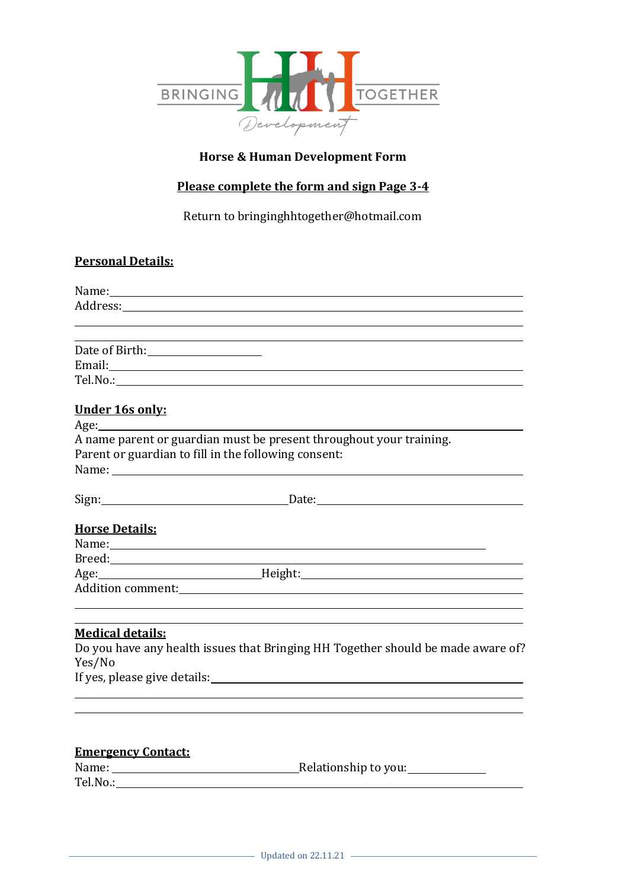BRINGING HH TOGETHER

Development

**Horse & Human Development Form**

**Please complete the form and sign Page 3-4**

Return to bringinghhtogether@hotmail.com

## Personal Details:

Name: ______________________________________________

Address: ______________________________________________

______________________________________________

______________________________________________

Date of Birth: ____________________

Email: ______________________________________________

Tel.No.: ______________________________________________

## Under 16s only:

Age: ______________________________________________

A name parent or guardian must be present throughout your training.
Parent or guardian to fill in the following consent:

Name: ______________________________________________

Sign: ______________________ Date: ______________________

## Horse Details:

Name: ______________________________________________

Breed: ______________________________________________

Age: ____________________ Height: ____________________

Addition comment: ______________________________________________

______________________________________________

______________________________________________

## Medical details:

Do you have any health issues that Bringing HH Together should be made aware of?
Yes/No

If yes, please give details: ______________________________________________

______________________________________________

______________________________________________

## Emergency Contact:

Name: ______________________ Relationship to you: ____________

Tel.No.: ______________________________________________

Updated on 22.11.21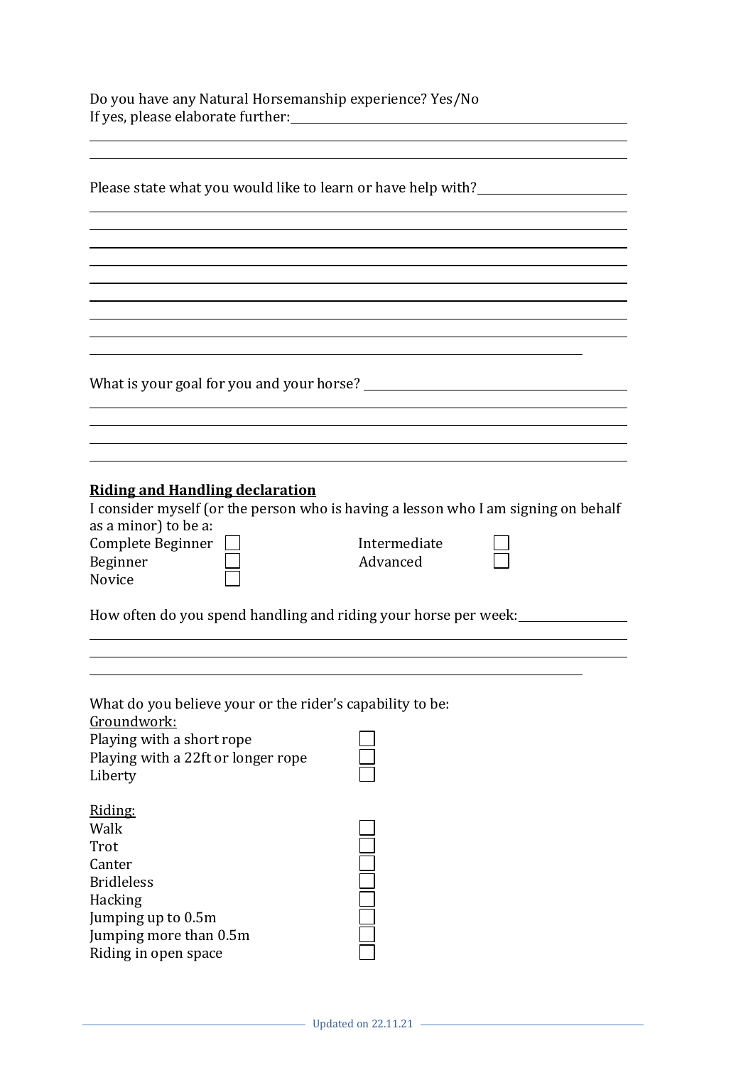Do you have any Natural Horsemanship experience? Yes/No

If yes, please elaborate further:\_\_\_\_\_\_\_\_\_\_\_\_\_\_\_\_\_\_\_\_\_\_\_\_\_\_\_\_\_\_\_\_\_\_\_\_\_\_\_\_

Please state what you would like to learn or have help with?\_\_\_\_\_\_\_\_\_\_\_\_\_\_\_\_\_\_\_\_

What is your goal for you and your horse? \_\_\_\_\_\_\_\_\_\_\_\_\_\_\_\_\_\_\_\_\_\_\_\_\_\_\_\_\_\_\_\_\_\_

**Riding and Handling declaration**

I consider myself (or the person who is having a lesson who I am signing on behalf as a minor) to be a:

- Complete Beginner ☐
- Beginner ☐
- Novice ☐
- Intermediate ☐
- Advanced ☐

How often do you spend handling and riding your horse per week:\_\_\_\_\_\_\_\_\_\_\_\_\_\_\_\_

What do you believe your or the rider's capability to be:

Groundwork:

- Playing with a short rope ☐
- Playing with a 22ft or longer rope ☐
- Liberty ☐

Riding:

- Walk ☐
- Trot ☐
- Canter ☐
- Bridleless ☐
- Hacking ☐
- Jumping up to 0.5m ☐
- Jumping more than 0.5m ☐
- Riding in open space ☐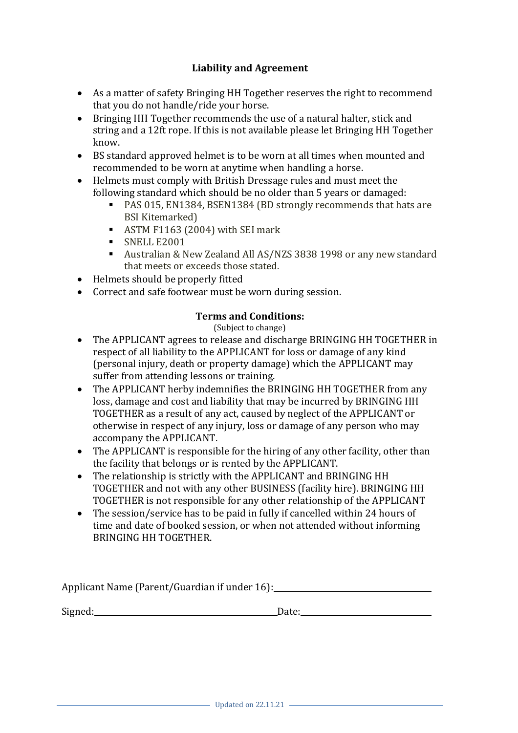## Liability and Agreement

- As a matter of safety Bringing HH Together reserves the right to recommend that you do not handle/ride your horse.
- Bringing HH Together recommends the use of a natural halter, stick and string and a 12ft rope. If this is not available please let Bringing HH Together know.
- BS standard approved helmet is to be worn at all times when mounted and recommended to be worn at anytime when handling a horse.
- Helmets must comply with British Dressage rules and must meet the following standard which should be no older than 5 years or damaged:
  - PAS 015, EN1384, BSEN1384 (BD strongly recommends that hats are BSI Kitemarked)
  - ASTM F1163 (2004) with SEI mark
  - SNELL E2001
  - Australian & New Zealand All AS/NZS 3838 1998 or any new standard that meets or exceeds those stated.
- Helmets should be properly fitted
- Correct and safe footwear must be worn during session.

## Terms and Conditions:

(Subject to change)

- The APPLICANT agrees to release and discharge BRINGING HH TOGETHER in respect of all liability to the APPLICANT for loss or damage of any kind (personal injury, death or property damage) which the APPLICANT may suffer from attending lessons or training.
- The APPLICANT herby indemnifies the BRINGING HH TOGETHER from any loss, damage and cost and liability that may be incurred by BRINGING HH TOGETHER as a result of any act, caused by neglect of the APPLICANT or otherwise in respect of any injury, loss or damage of any person who may accompany the APPLICANT.
- The APPLICANT is responsible for the hiring of any other facility, other than the facility that belongs or is rented by the APPLICANT.
- The relationship is strictly with the APPLICANT and BRINGING HH TOGETHER and not with any other BUSINESS (facility hire). BRINGING HH TOGETHER is not responsible for any other relationship of the APPLICANT
- The session/service has to be paid in fully if cancelled within 24 hours of time and date of booked session, or when not attended without informing BRINGING HH TOGETHER.

Applicant Name (Parent/Guardian if under 16): ______________________

Signed: ______________________ Date: ______________________

Updated on 22.11.21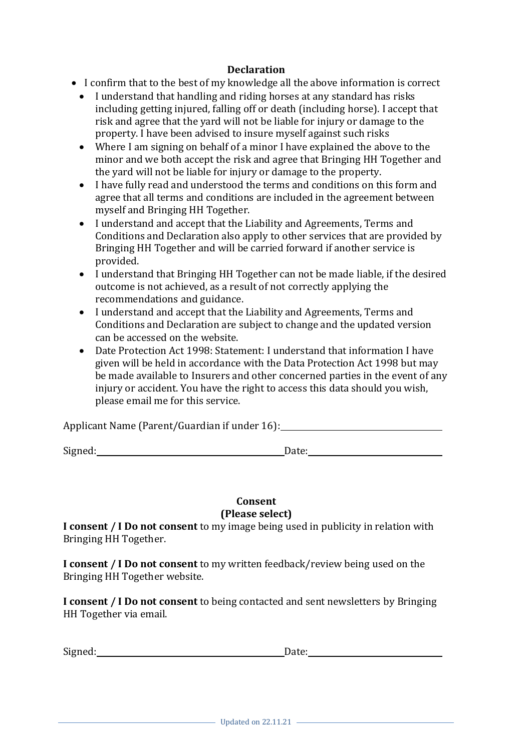### Declaration

- I confirm that to the best of my knowledge all the above information is correct
- I understand that handling and riding horses at any standard has risks including getting injured, falling off or death (including horse). I accept that risk and agree that the yard will not be liable for injury or damage to the property. I have been advised to insure myself against such risks
- Where I am signing on behalf of a minor I have explained the above to the minor and we both accept the risk and agree that Bringing HH Together and the yard will not be liable for injury or damage to the property.
- I have fully read and understood the terms and conditions on this form and agree that all terms and conditions are included in the agreement between myself and Bringing HH Together.
- I understand and accept that the Liability and Agreements, Terms and Conditions and Declaration also apply to other services that are provided by Bringing HH Together and will be carried forward if another service is provided.
- I understand that Bringing HH Together can not be made liable, if the desired outcome is not achieved, as a result of not correctly applying the recommendations and guidance.
- I understand and accept that the Liability and Agreements, Terms and Conditions and Declaration are subject to change and the updated version can be accessed on the website.
- Date Protection Act 1998: Statement: I understand that information I have given will be held in accordance with the Data Protection Act 1998 but may be made available to Insurers and other concerned parties in the event of any injury or accident. You have the right to access this data should you wish, please email me for this service.

Applicant Name (Parent/Guardian if under 16):\_\_\_\_\_\_\_\_\_\_\_\_\_\_\_\_\_\_\_\_

Signed:\_\_\_\_\_\_\_\_\_\_\_\_\_\_\_\_\_\_\_\_ Date:\_\_\_\_\_\_\_\_\_\_\_\_\_\_\_\_\_\_\_\_

### Consent
**(Please select)**

**I consent / I Do not consent** to my image being used in publicity in relation with Bringing HH Together.

**I consent / I Do not consent** to my written feedback/review being used on the Bringing HH Together website.

**I consent / I Do not consent** to being contacted and sent newsletters by Bringing HH Together via email.

Signed:\_\_\_\_\_\_\_\_\_\_\_\_\_\_\_\_\_\_\_\_ Date:\_\_\_\_\_\_\_\_\_\_\_\_\_\_\_\_\_\_\_\_

Updated on 22.11.21